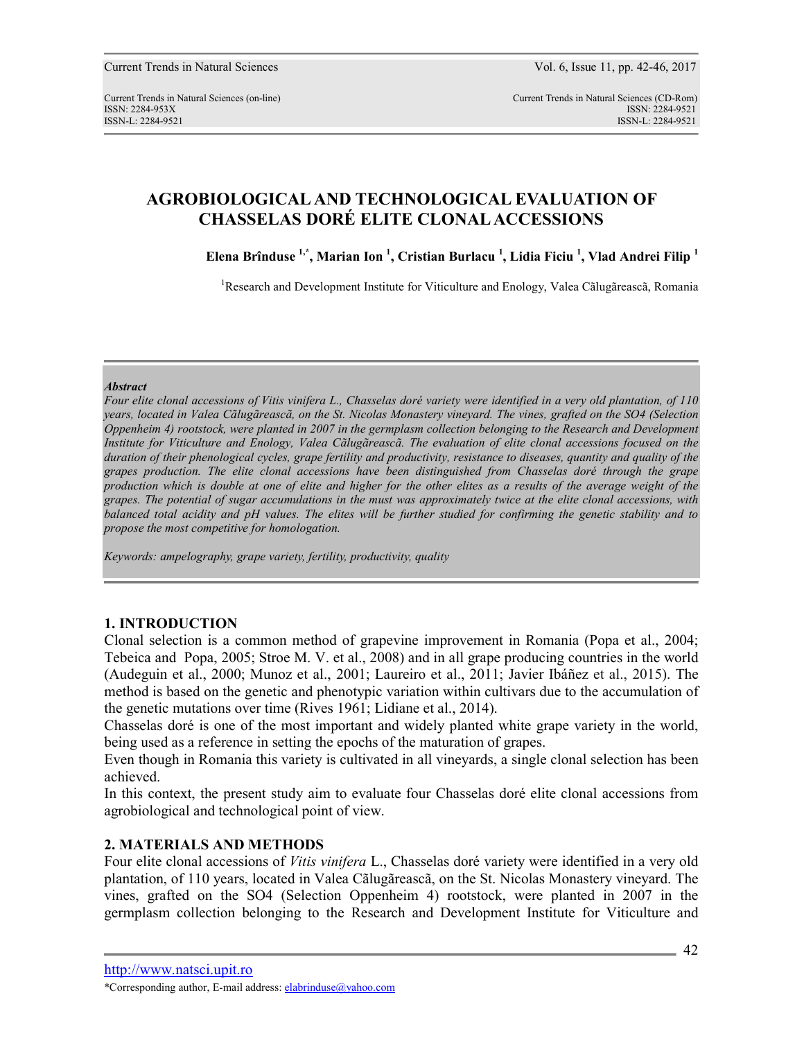# AGROBIOLOGICAL AND TECHNOLOGICAL EVALUATION OF CHASSELAS DORÉ ELITE CLONAL ACCESSIONS

**Elena Brînduse [1,*], Marian Ion [1], Cristian Burlacu [1], Lidia Ficiu [1], Vlad Andrei Filip [1]**

[1]Research and Development Institute for Viticulture and Enology, Valea Cãlugãreascã, Romania

***Abstract***

*Four elite clonal accessions of Vitis vinifera L., Chasselas doré variety were identified in a very old plantation, of 110 years, located in Valea Cãlugãreascã, on the St. Nicolas Monastery vineyard. The vines, grafted on the SO4 (Selection Oppenheim 4) rootstock, were planted in 2007 in the germplasm collection belonging to the Research and Development Institute for Viticulture and Enology, Valea Cãlugãreascã. The evaluation of elite clonal accessions focused on the duration of their phenological cycles, grape fertility and productivity, resistance to diseases, quantity and quality of the grapes production. The elite clonal accessions have been distinguished from Chasselas doré through the grape production which is double at one of elite and higher for the other elites as a results of the average weight of the grapes. The potential of sugar accumulations in the must was approximately twice at the elite clonal accessions, with balanced total acidity and pH values. The elites will be further studied for confirming the genetic stability and to propose the most competitive for homologation.*

*Keywords: ampelography, grape variety, fertility, productivity, quality*

## 1. INTRODUCTION

Clonal selection is a common method of grapevine improvement in Romania (Popa et al., 2004; Tebeica and Popa, 2005; Stroe M. V. et al., 2008) and in all grape producing countries in the world (Audeguin et al., 2000; Munoz et al., 2001; Laureiro et al., 2011; Javier Ibáñez et al., 2015). The method is based on the genetic and phenotypic variation within cultivars due to the accumulation of the genetic mutations over time (Rives 1961; Lidiane et al., 2014).

Chasselas doré is one of the most important and widely planted white grape variety in the world, being used as a reference in setting the epochs of the maturation of grapes.

Even though in Romania this variety is cultivated in all vineyards, a single clonal selection has been achieved.

In this context, the present study aim to evaluate four Chasselas doré elite clonal accessions from agrobiological and technological point of view.

## 2. MATERIALS AND METHODS

Four elite clonal accessions of *Vitis vinifera* L., Chasselas doré variety were identified in a very old plantation, of 110 years, located in Valea Cãlugãreascã, on the St. Nicolas Monastery vineyard. The vines, grafted on the SO4 (Selection Oppenheim 4) rootstock, were planted in 2007 in the germplasm collection belonging to the Research and Development Institute for Viticulture and

*Corresponding author, E-mail address: elabrinduse@yahoo.com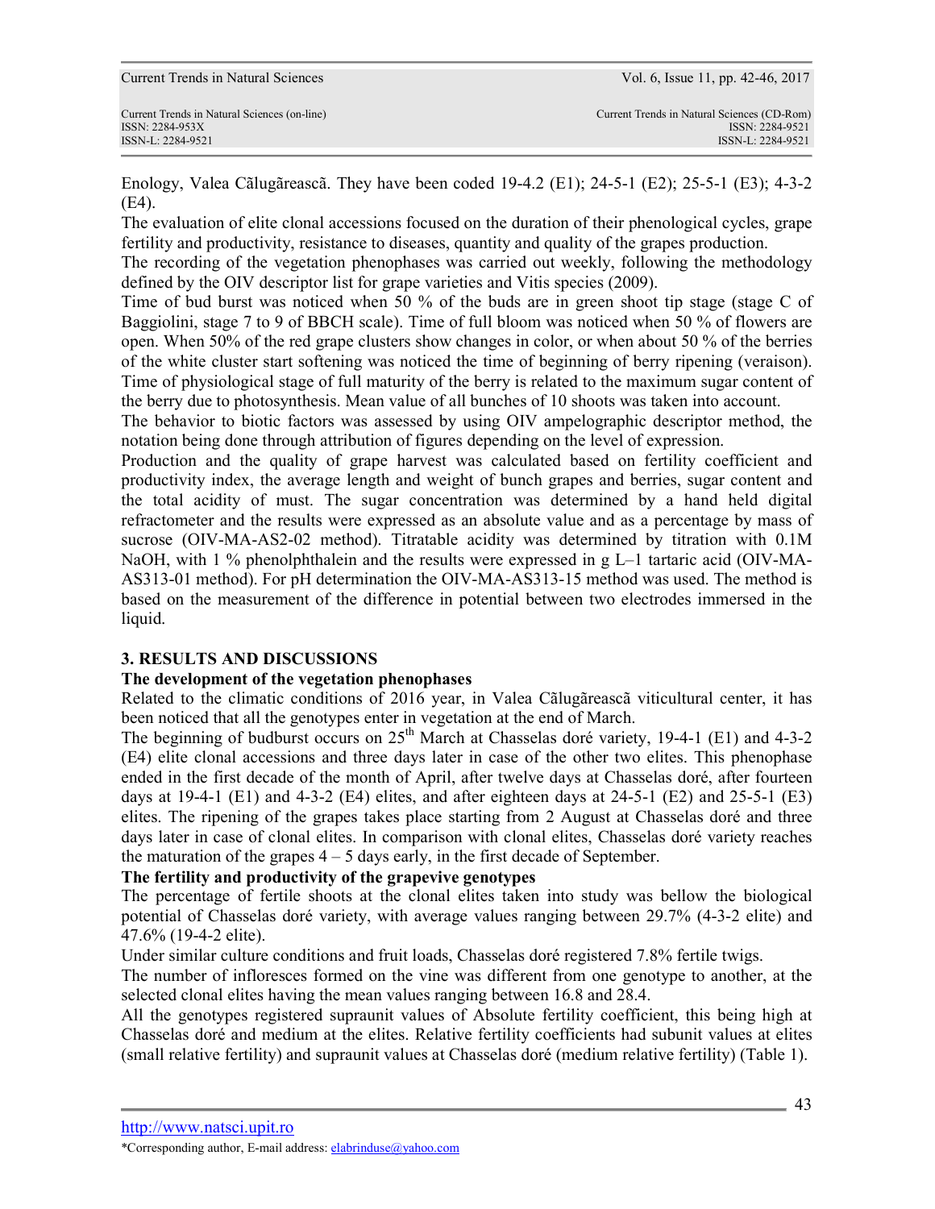Enology, Valea Cãlugãreascã. They have been coded 19-4.2 (E1); 24-5-1 (E2); 25-5-1 (E3); 4-3-2 (E4).

The evaluation of elite clonal accessions focused on the duration of their phenological cycles, grape fertility and productivity, resistance to diseases, quantity and quality of the grapes production.

The recording of the vegetation phenophases was carried out weekly, following the methodology defined by the OIV descriptor list for grape varieties and Vitis species (2009).

Time of bud burst was noticed when 50 % of the buds are in green shoot tip stage (stage C of Baggiolini, stage 7 to 9 of BBCH scale). Time of full bloom was noticed when 50 % of flowers are open. When 50% of the red grape clusters show changes in color, or when about 50 % of the berries of the white cluster start softening was noticed the time of beginning of berry ripening (veraison). Time of physiological stage of full maturity of the berry is related to the maximum sugar content of the berry due to photosynthesis. Mean value of all bunches of 10 shoots was taken into account.

The behavior to biotic factors was assessed by using OIV ampelographic descriptor method, the notation being done through attribution of figures depending on the level of expression.

Production and the quality of grape harvest was calculated based on fertility coefficient and productivity index, the average length and weight of bunch grapes and berries, sugar content and the total acidity of must. The sugar concentration was determined by a hand held digital refractometer and the results were expressed as an absolute value and as a percentage by mass of sucrose (OIV-MA-AS2-02 method). Titratable acidity was determined by titration with 0.1M NaOH, with 1 % phenolphthalein and the results were expressed in g L–1 tartaric acid (OIV-MA-AS313-01 method). For pH determination the OIV-MA-AS313-15 method was used. The method is based on the measurement of the difference in potential between two electrodes immersed in the liquid.

## 3. RESULTS AND DISCUSSIONS

### The development of the vegetation phenophases

Related to the climatic conditions of 2016 year, in Valea Cãlugãreascã viticultural center, it has been noticed that all the genotypes enter in vegetation at the end of March.

The beginning of budburst occurs on 25th March at Chasselas doré variety, 19-4-1 (E1) and 4-3-2 (E4) elite clonal accessions and three days later in case of the other two elites. This phenophase ended in the first decade of the month of April, after twelve days at Chasselas doré, after fourteen days at 19-4-1 (E1) and 4-3-2 (E4) elites, and after eighteen days at 24-5-1 (E2) and 25-5-1 (E3) elites. The ripening of the grapes takes place starting from 2 August at Chasselas doré and three days later in case of clonal elites. In comparison with clonal elites, Chasselas doré variety reaches the maturation of the grapes 4 – 5 days early, in the first decade of September.

### The fertility and productivity of the grapevive genotypes

The percentage of fertile shoots at the clonal elites taken into study was bellow the biological potential of Chasselas doré variety, with average values ranging between 29.7% (4-3-2 elite) and 47.6% (19-4-2 elite).

Under similar culture conditions and fruit loads, Chasselas doré registered 7.8% fertile twigs.

The number of inflorescences formed on the vine was different from one genotype to another, at the selected clonal elites having the mean values ranging between 16.8 and 28.4.

All the genotypes registered supraunit values of Absolute fertility coefficient, this being high at Chasselas doré and medium at the elites. Relative fertility coefficients had subunit values at elites (small relative fertility) and supraunit values at Chasselas doré (medium relative fertility) (Table 1).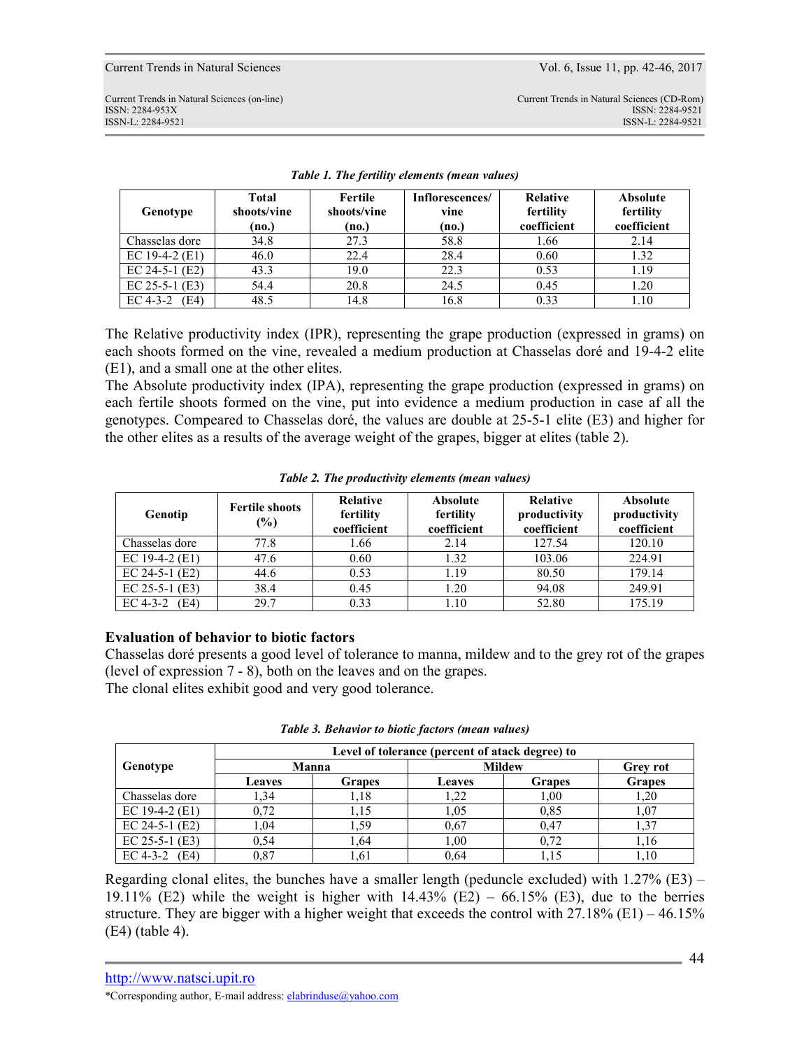*Table 1. The fertility elements (mean values)*

| Genotype | Total shoots/vine (no.) | Fertile shoots/vine (no.) | Inflorescences/ vine (no.) | Relative fertility coefficient | Absolute fertility coefficient |
|---|---|---|---|---|---|
| Chasselas dore | 34.8 | 27.3 | 58.8 | 1.66 | 2.14 |
| EC 19-4-2 (E1) | 46.0 | 22.4 | 28.4 | 0.60 | 1.32 |
| EC 24-5-1 (E2) | 43.3 | 19.0 | 22.3 | 0.53 | 1.19 |
| EC 25-5-1 (E3) | 54.4 | 20.8 | 24.5 | 0.45 | 1.20 |
| EC 4-3-2 (E4) | 48.5 | 14.8 | 16.8 | 0.33 | 1.10 |

The Relative productivity index (IPR), representing the grape production (expressed in grams) on each shoots formed on the vine, revealed a medium production at Chasselas doré and 19-4-2 elite (E1), and a small one at the other elites.
The Absolute productivity index (IPA), representing the grape production (expressed in grams) on each fertile shoots formed on the vine, put into evidence a medium production in case af all the genotypes. Compeared to Chasselas doré, the values are double at 25-5-1 elite (E3) and higher for the other elites as a results of the average weight of the grapes, bigger at elites (table 2).

*Table 2. The productivity elements (mean values)*

| Genotip | Fertile shoots (%) | Relative fertility coefficient | Absolute fertility coefficient | Relative productivity coefficient | Absolute productivity coefficient |
|---|---|---|---|---|---|
| Chasselas dore | 77.8 | 1.66 | 2.14 | 127.54 | 120.10 |
| EC 19-4-2 (E1) | 47.6 | 0.60 | 1.32 | 103.06 | 224.91 |
| EC 24-5-1 (E2) | 44.6 | 0.53 | 1.19 | 80.50 | 179.14 |
| EC 25-5-1 (E3) | 38.4 | 0.45 | 1.20 | 94.08 | 249.91 |
| EC 4-3-2 (E4) | 29.7 | 0.33 | 1.10 | 52.80 | 175.19 |

### Evaluation of behavior to biotic factors

Chasselas doré presents a good level of tolerance to manna, mildew and to the grey rot of the grapes (level of expression 7 - 8), both on the leaves and on the grapes.
The clonal elites exhibit good and very good tolerance.

*Table 3. Behavior to biotic factors (mean values)*

| Genotype | Level of tolerance (percent of atack degree) to | | | | |
|---|---|---|---|---|---|
| | Manna | | Mildew | | Grey rot |
| | Leaves | Grapes | Leaves | Grapes | Grapes |
| Chasselas dore | 1,34 | 1,18 | 1,22 | 1,00 | 1,20 |
| EC 19-4-2 (E1) | 0,72 | 1,15 | 1,05 | 0,85 | 1,07 |
| EC 24-5-1 (E2) | 1,04 | 1,59 | 0,67 | 0,47 | 1,37 |
| EC 25-5-1 (E3) | 0,54 | 1,64 | 1,00 | 0,72 | 1,16 |
| EC 4-3-2 (E4) | 0,87 | 1,61 | 0,64 | 1,15 | 1,10 |

Regarding clonal elites, the bunches have a smaller length (peduncle excluded) with 1.27% (E3) – 19.11% (E2) while the weight is higher with 14.43% (E2) – 66.15% (E3), due to the berries structure. They are bigger with a higher weight that exceeds the control with 27.18% (E1) – 46.15% (E4) (table 4).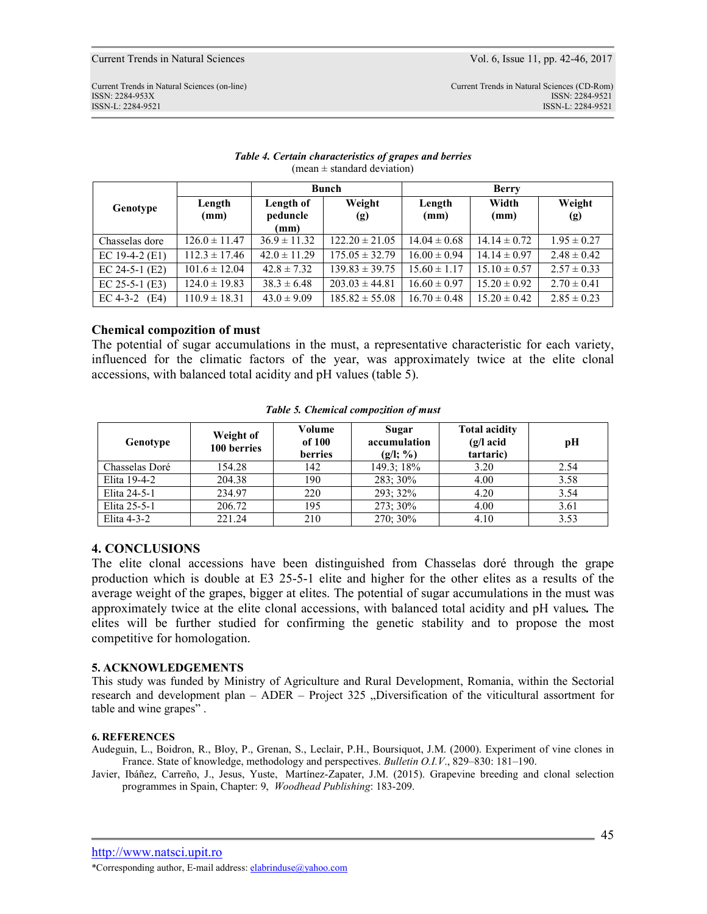***Table 4. Certain characteristics of grapes and berries***
(mean ± standard deviation)

| Genotype | | Bunch | | | Berry | |
|---|---|---|---|---|---|---|
| | Length (mm) | Length of peduncle (mm) | Weight (g) | Length (mm) | Width (mm) | Weight (g) |
| Chasselas dore | 126.0 ± 11.47 | 36.9 ± 11.32 | 122.20 ± 21.05 | 14.04 ± 0.68 | 14.14 ± 0.72 | 1.95 ± 0.27 |
| EC 19-4-2 (E1) | 112.3 ± 17.46 | 42.0 ± 11.29 | 175.05 ± 32.79 | 16.00 ± 0.94 | 14.14 ± 0.97 | 2.48 ± 0.42 |
| EC 24-5-1 (E2) | 101.6 ± 12.04 | 42.8 ± 7.32 | 139.83 ± 39.75 | 15.60 ± 1.17 | 15.10 ± 0.57 | 2.57 ± 0.33 |
| EC 25-5-1 (E3) | 124.0 ± 19.83 | 38.3 ± 6.48 | 203.03 ± 44.81 | 16.60 ± 0.97 | 15.20 ± 0.92 | 2.70 ± 0.41 |
| EC 4-3-2 (E4) | 110.9 ± 18.31 | 43.0 ± 9.09 | 185.82 ± 55.08 | 16.70 ± 0.48 | 15.20 ± 0.42 | 2.85 ± 0.23 |

### Chemical compozition of must

The potential of sugar accumulations in the must, a representative characteristic for each variety, influenced for the climatic factors of the year, was approximately twice at the elite clonal accessions, with balanced total acidity and pH values (table 5).

***Table 5. Chemical compozition of must***

| Genotype | Weight of 100 berries | Volume of 100 berries | Sugar accumulation (g/l; %) | Total acidity (g/l acid tartaric) | pH |
|---|---|---|---|---|---|
| Chasselas Doré | 154.28 | 142 | 149.3; 18% | 3.20 | 2.54 |
| Elita 19-4-2 | 204.38 | 190 | 283; 30% | 4.00 | 3.58 |
| Elita 24-5-1 | 234.97 | 220 | 293; 32% | 4.20 | 3.54 |
| Elita 25-5-1 | 206.72 | 195 | 273; 30% | 4.00 | 3.61 |
| Elita 4-3-2 | 221.24 | 210 | 270; 30% | 4.10 | 3.53 |

## 4. CONCLUSIONS

The elite clonal accessions have been distinguished from Chasselas doré through the grape production which is double at E3 25-5-1 elite and higher for the other elites as a results of the average weight of the grapes, bigger at elites. The potential of sugar accumulations in the must was approximately twice at the elite clonal accessions, with balanced total acidity and pH values**.** The elites will be further studied for confirming the genetic stability and to propose the most competitive for homologation.

## 5. ACKNOWLEDGEMENTS

This study was funded by Ministry of Agriculture and Rural Development, Romania, within the Sectorial research and development plan – ADER – Project 325 „Diversification of the viticultural assortment for table and wine grapes" .

## 6. REFERENCES

Audeguin, L., Boidron, R., Bloy, P., Grenan, S., Leclair, P.H., Boursiquot, J.M. (2000). Experiment of vine clones in France. State of knowledge, methodology and perspectives. *Bulletin O.I.V*., 829–830: 181–190.

Javier, Ibáñez, Carreño, J., Jesus, Yuste, Martínez-Zapater, J.M. (2015). Grapevine breeding and clonal selection programmes in Spain, Chapter: 9, *Woodhead Publishing*: 183-209.

http://www.natsci.upit.ro

*Corresponding author, E-mail address: elabrinduse@yahoo.com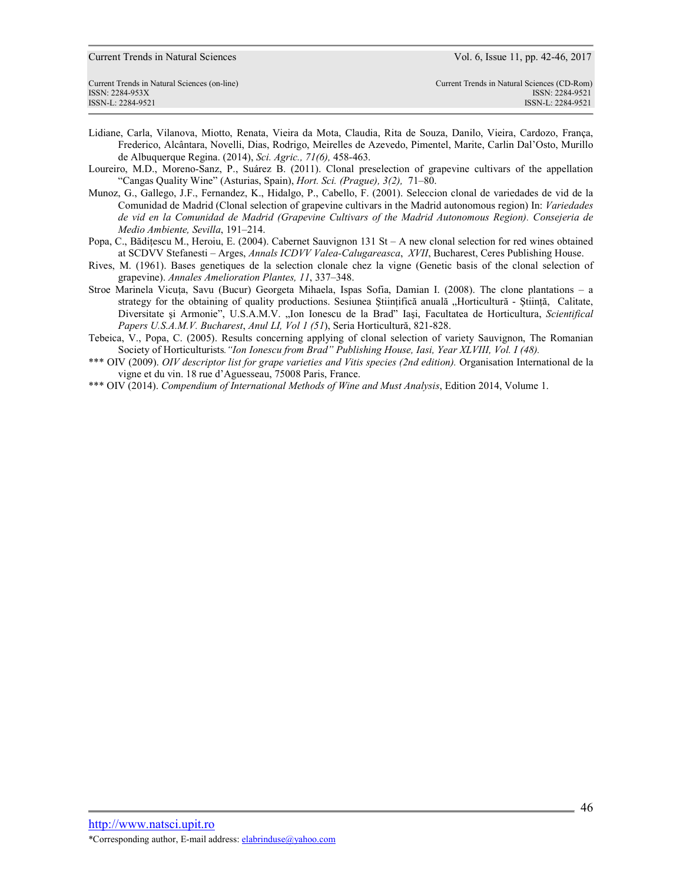Lidiane, Carla, Vilanova, Miotto, Renata, Vieira da Mota, Claudia, Rita de Souza, Danilo, Vieira, Cardozo, França, Frederico, Alcântara, Novelli, Dias, Rodrigo, Meirelles de Azevedo, Pimentel, Marite, Carlin Dal'Osto, Murillo de Albuquerque Regina. (2014), *Sci. Agric., 71(6),* 458-463.

Loureiro, M.D., Moreno-Sanz, P., Suárez B. (2011). Clonal preselection of grapevine cultivars of the appellation "Cangas Quality Wine" (Asturias, Spain), *Hort. Sci. (Prague), 3(2),* 71–80.

Munoz, G., Gallego, J.F., Fernandez, K., Hidalgo, P., Cabello, F. (2001). Seleccion clonal de variedades de vid de la Comunidad de Madrid (Clonal selection of grapevine cultivars in the Madrid autonomous region) In: *Variedades de vid en la Comunidad de Madrid (Grapevine Cultivars of the Madrid Autonomous Region). Consejeria de Medio Ambiente, Sevilla*, 191–214.

Popa, C., Bădițescu M., Heroiu, E. (2004). Cabernet Sauvignon 131 St – A new clonal selection for red wines obtained at SCDVV Stefanesti – Arges, *Annals ICDVV Valea-Calugareasca*, *XVII*, Bucharest, Ceres Publishing House.

Rives, M. (1961). Bases genetiques de la selection clonale chez la vigne (Genetic basis of the clonal selection of grapevine). *Annales Amelioration Plantes, 11*, 337–348.

Stroe Marinela Vicuța, Savu (Bucur) Georgeta Mihaela, Ispas Sofia, Damian I. (2008). The clone plantations – a strategy for the obtaining of quality productions. Sesiunea Științifică anuală „Horticultură - Știință, Calitate, Diversitate şi Armonie", U.S.A.M.V. „Ion Ionescu de la Brad" Iaşi, Facultatea de Horticultura, *Scientifical Papers U.S.A.M.V. Bucharest*, *Anul LI, Vol 1 (51*), Seria Horticultură, 821-828.

Tebeica, V., Popa, C. (2005). Results concerning applying of clonal selection of variety Sauvignon, The Romanian Society of Horticulturists*. "Ion Ionescu from Brad" Publishing House, Iasi, Year XLVIII, Vol. I (48).*

\*\*\* OIV (2009). *OIV descriptor list for grape varieties and Vitis species (2nd edition).* Organisation International de la vigne et du vin. 18 rue d'Aguesseau, 75008 Paris, France.

\*\*\* OIV (2014). *Compendium of International Methods of Wine and Must Analysis*, Edition 2014, Volume 1.